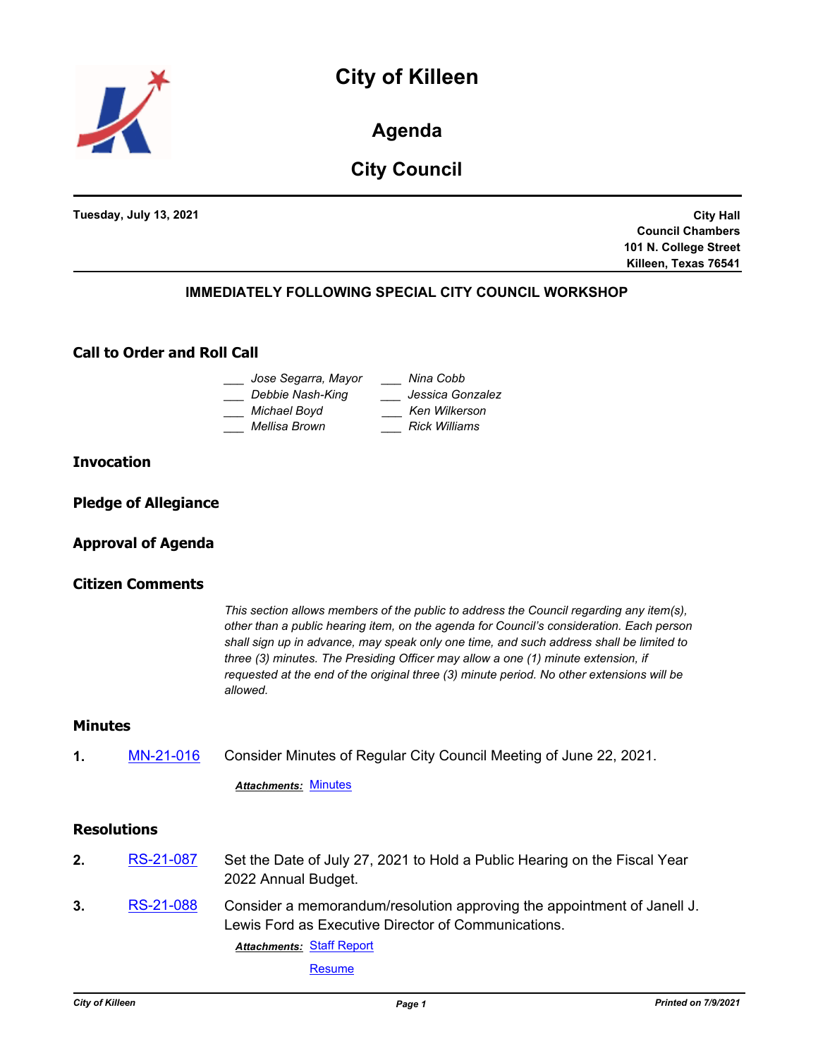# City of Killeen

## Agenda

## City Council

**Tuesday, July 13, 2021**

**City Hall**
**Council Chambers**
**101 N. College Street**
**Killeen, Texas 76541**

**IMMEDIATELY FOLLOWING SPECIAL CITY COUNCIL WORKSHOP**

### Call to Order and Roll Call

___ *Jose Segarra, Mayor*
___ *Debbie Nash-King*
___ *Michael Boyd*
___ *Mellisa Brown*
___ *Nina Cobb*
___ *Jessica Gonzalez*
___ *Ken Wilkerson*
___ *Rick Williams*

### Invocation

### Pledge of Allegiance

### Approval of Agenda

### Citizen Comments

*This section allows members of the public to address the Council regarding any item(s), other than a public hearing item, on the agenda for Council's consideration. Each person shall sign up in advance, may speak only one time, and such address shall be limited to three (3) minutes. The Presiding Officer may allow a one (1) minute extension, if requested at the end of the original three (3) minute period. No other extensions will be allowed.*

### Minutes

**1.** MN-21-016 Consider Minutes of Regular City Council Meeting of June 22, 2021.

***Attachments:*** Minutes

### Resolutions

**2.** RS-21-087 Set the Date of July 27, 2021 to Hold a Public Hearing on the Fiscal Year 2022 Annual Budget.

**3.** RS-21-088 Consider a memorandum/resolution approving the appointment of Janell J. Lewis Ford as Executive Director of Communications.

***Attachments:*** Staff Report

Resume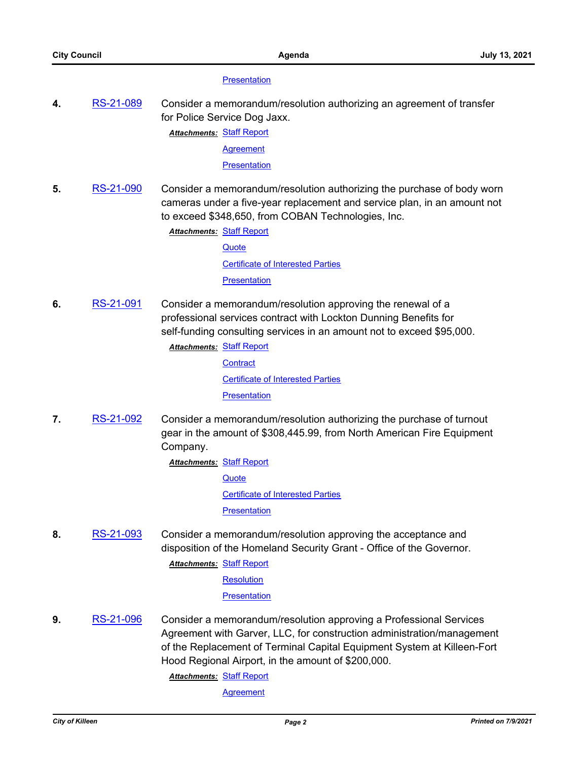Presentation

**4.** RS-21-089 Consider a memorandum/resolution authorizing an agreement of transfer for Police Service Dog Jaxx.

***Attachments:*** Staff Report

Agreement

Presentation

**5.** RS-21-090 Consider a memorandum/resolution authorizing the purchase of body worn cameras under a five-year replacement and service plan, in an amount not to exceed $348,650, from COBAN Technologies, Inc.

***Attachments:*** Staff Report

Quote

Certificate of Interested Parties

Presentation

**6.** RS-21-091 Consider a memorandum/resolution approving the renewal of a professional services contract with Lockton Dunning Benefits for self-funding consulting services in an amount not to exceed $95,000.

***Attachments:*** Staff Report

Contract

Certificate of Interested Parties

Presentation

**7.** RS-21-092 Consider a memorandum/resolution authorizing the purchase of turnout gear in the amount of $308,445.99, from North American Fire Equipment Company.

***Attachments:*** Staff Report

Quote

Certificate of Interested Parties

Presentation

**8.** RS-21-093 Consider a memorandum/resolution approving the acceptance and disposition of the Homeland Security Grant - Office of the Governor.

***Attachments:*** Staff Report

Resolution

Presentation

**9.** RS-21-096 Consider a memorandum/resolution approving a Professional Services Agreement with Garver, LLC, for construction administration/management of the Replacement of Terminal Capital Equipment System at Killeen-Fort Hood Regional Airport, in the amount of $200,000.

***Attachments:*** Staff Report

Agreement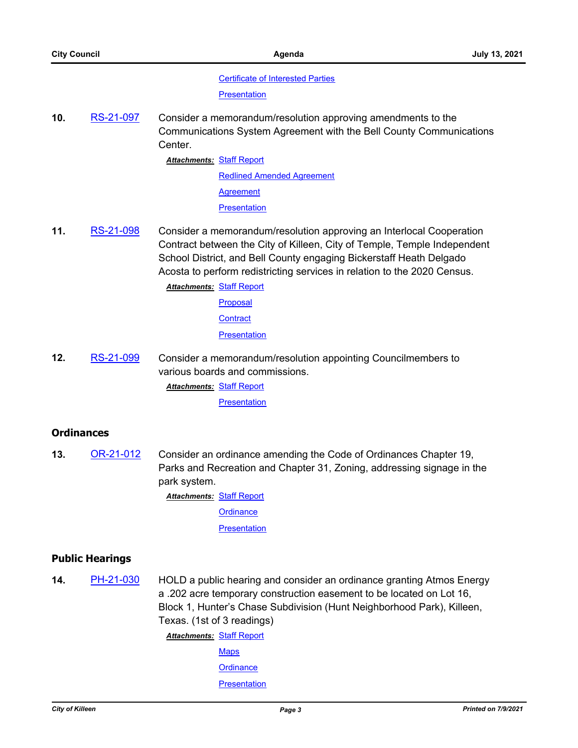Certificate of Interested Parties

Presentation

**10.** RS-21-097 Consider a memorandum/resolution approving amendments to the Communications System Agreement with the Bell County Communications Center.

***Attachments:*** Staff Report

Redlined Amended Agreement

Agreement

Presentation

**11.** RS-21-098 Consider a memorandum/resolution approving an Interlocal Cooperation Contract between the City of Killeen, City of Temple, Temple Independent School District, and Bell County engaging Bickerstaff Heath Delgado Acosta to perform redistricting services in relation to the 2020 Census.

***Attachments:*** Staff Report

Proposal

Contract

Presentation

**12.** RS-21-099 Consider a memorandum/resolution appointing Councilmembers to various boards and commissions.

***Attachments:*** Staff Report

Presentation

## Ordinances

**13.** OR-21-012 Consider an ordinance amending the Code of Ordinances Chapter 19, Parks and Recreation and Chapter 31, Zoning, addressing signage in the park system.

***Attachments:*** Staff Report

Ordinance

Presentation

## Public Hearings

**14.** PH-21-030 HOLD a public hearing and consider an ordinance granting Atmos Energy a .202 acre temporary construction easement to be located on Lot 16, Block 1, Hunter's Chase Subdivision (Hunt Neighborhood Park), Killeen, Texas. (1st of 3 readings)

***Attachments:*** Staff Report

Maps

Ordinance

Presentation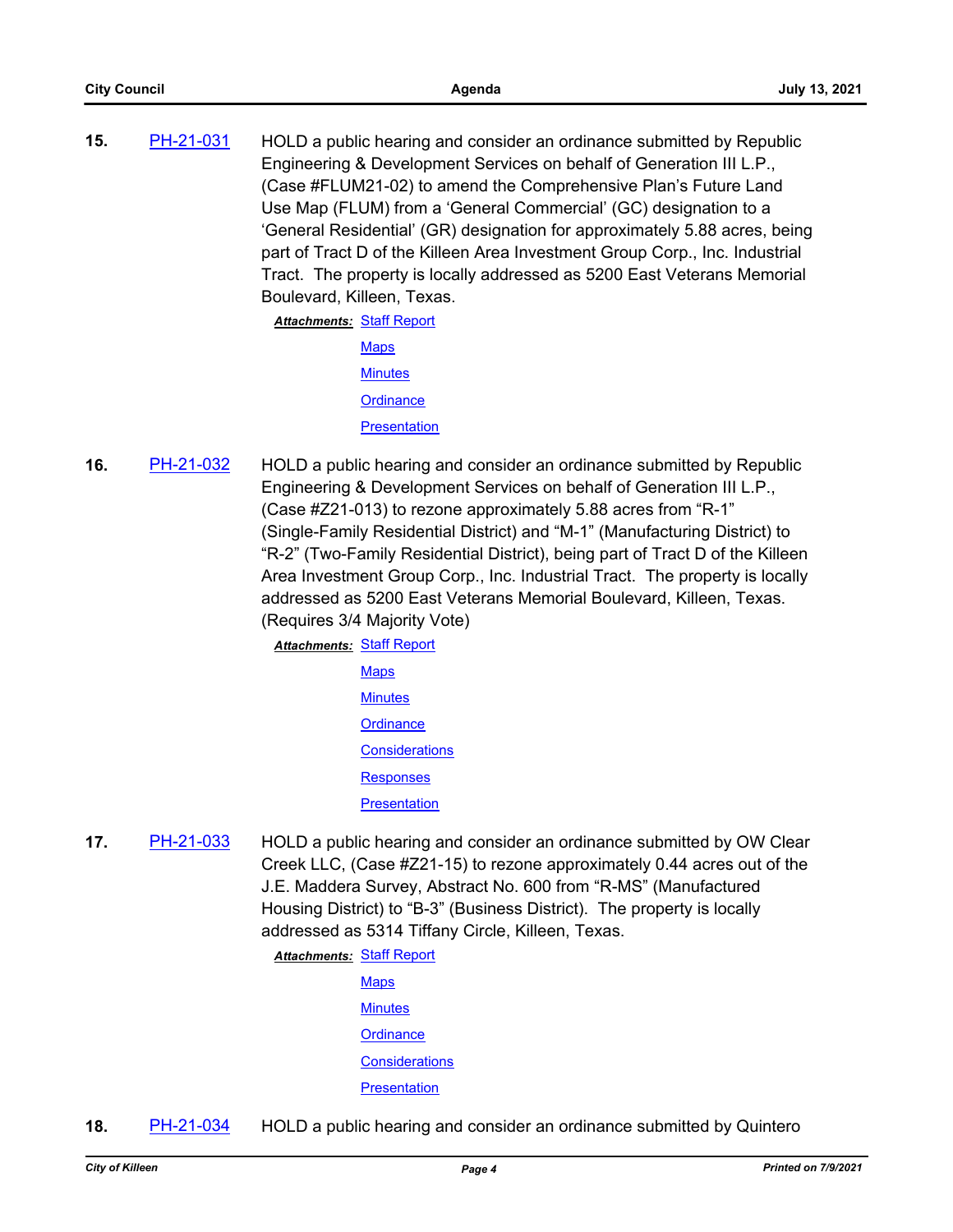**15.** PH-21-031 HOLD a public hearing and consider an ordinance submitted by Republic Engineering & Development Services on behalf of Generation III L.P., (Case #FLUM21-02) to amend the Comprehensive Plan's Future Land Use Map (FLUM) from a 'General Commercial' (GC) designation to a 'General Residential' (GR) designation for approximately 5.88 acres, being part of Tract D of the Killeen Area Investment Group Corp., Inc. Industrial Tract. The property is locally addressed as 5200 East Veterans Memorial Boulevard, Killeen, Texas.

***Attachments:*** Staff Report
Maps
Minutes
Ordinance
Presentation

**16.** PH-21-032 HOLD a public hearing and consider an ordinance submitted by Republic Engineering & Development Services on behalf of Generation III L.P., (Case #Z21-013) to rezone approximately 5.88 acres from "R-1" (Single-Family Residential District) and "M-1" (Manufacturing District) to "R-2" (Two-Family Residential District), being part of Tract D of the Killeen Area Investment Group Corp., Inc. Industrial Tract. The property is locally addressed as 5200 East Veterans Memorial Boulevard, Killeen, Texas. (Requires 3/4 Majority Vote)

***Attachments:*** Staff Report
Maps
Minutes
Ordinance
Considerations
Responses
Presentation

**17.** PH-21-033 HOLD a public hearing and consider an ordinance submitted by OW Clear Creek LLC, (Case #Z21-15) to rezone approximately 0.44 acres out of the J.E. Maddera Survey, Abstract No. 600 from "R-MS" (Manufactured Housing District) to "B-3" (Business District). The property is locally addressed as 5314 Tiffany Circle, Killeen, Texas.

***Attachments:*** Staff Report
Maps
Minutes
Ordinance
Considerations
Presentation

**18.** PH-21-034 HOLD a public hearing and consider an ordinance submitted by Quintero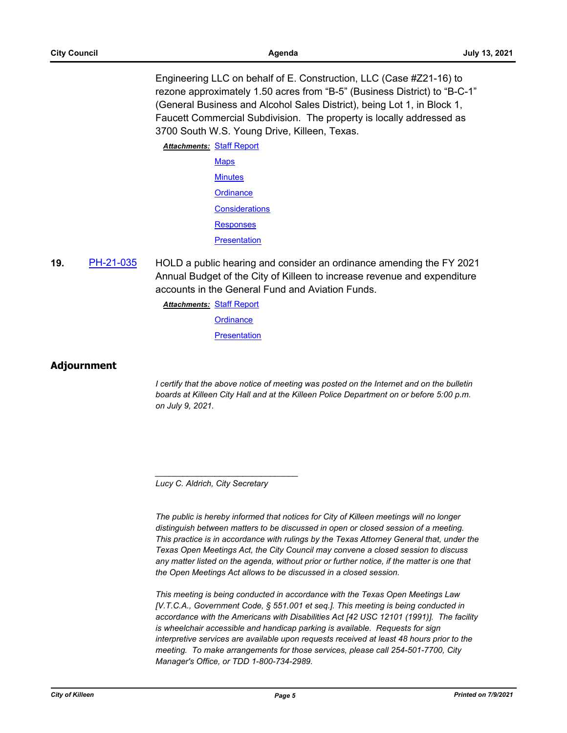Engineering LLC on behalf of E. Construction, LLC (Case #Z21-16) to rezone approximately 1.50 acres from “B-5” (Business District) to “B-C-1” (General Business and Alcohol Sales District), being Lot 1, in Block 1, Faucett Commercial Subdivision. The property is locally addressed as 3700 South W.S. Young Drive, Killeen, Texas.

***Attachments:*** Staff Report
Maps
Minutes
Ordinance
Considerations
Responses
Presentation

**19.** PH-21-035 HOLD a public hearing and consider an ordinance amending the FY 2021 Annual Budget of the City of Killeen to increase revenue and expenditure accounts in the General Fund and Aviation Funds.

***Attachments:*** Staff Report
Ordinance
Presentation

## Adjournment

*I certify that the above notice of meeting was posted on the Internet and on the bulletin boards at Killeen City Hall and at the Killeen Police Department on or before 5:00 p.m. on July 9, 2021.*

_______________________________

*Lucy C. Aldrich, City Secretary*

*The public is hereby informed that notices for City of Killeen meetings will no longer distinguish between matters to be discussed in open or closed session of a meeting. This practice is in accordance with rulings by the Texas Attorney General that, under the Texas Open Meetings Act, the City Council may convene a closed session to discuss any matter listed on the agenda, without prior or further notice, if the matter is one that the Open Meetings Act allows to be discussed in a closed session.*

*This meeting is being conducted in accordance with the Texas Open Meetings Law [V.T.C.A., Government Code, § 551.001 et seq.]. This meeting is being conducted in accordance with the Americans with Disabilities Act [42 USC 12101 (1991)]. The facility is wheelchair accessible and handicap parking is available. Requests for sign interpretive services are available upon requests received at least 48 hours prior to the meeting. To make arrangements for those services, please call 254-501-7700, City Manager's Office, or TDD 1-800-734-2989.*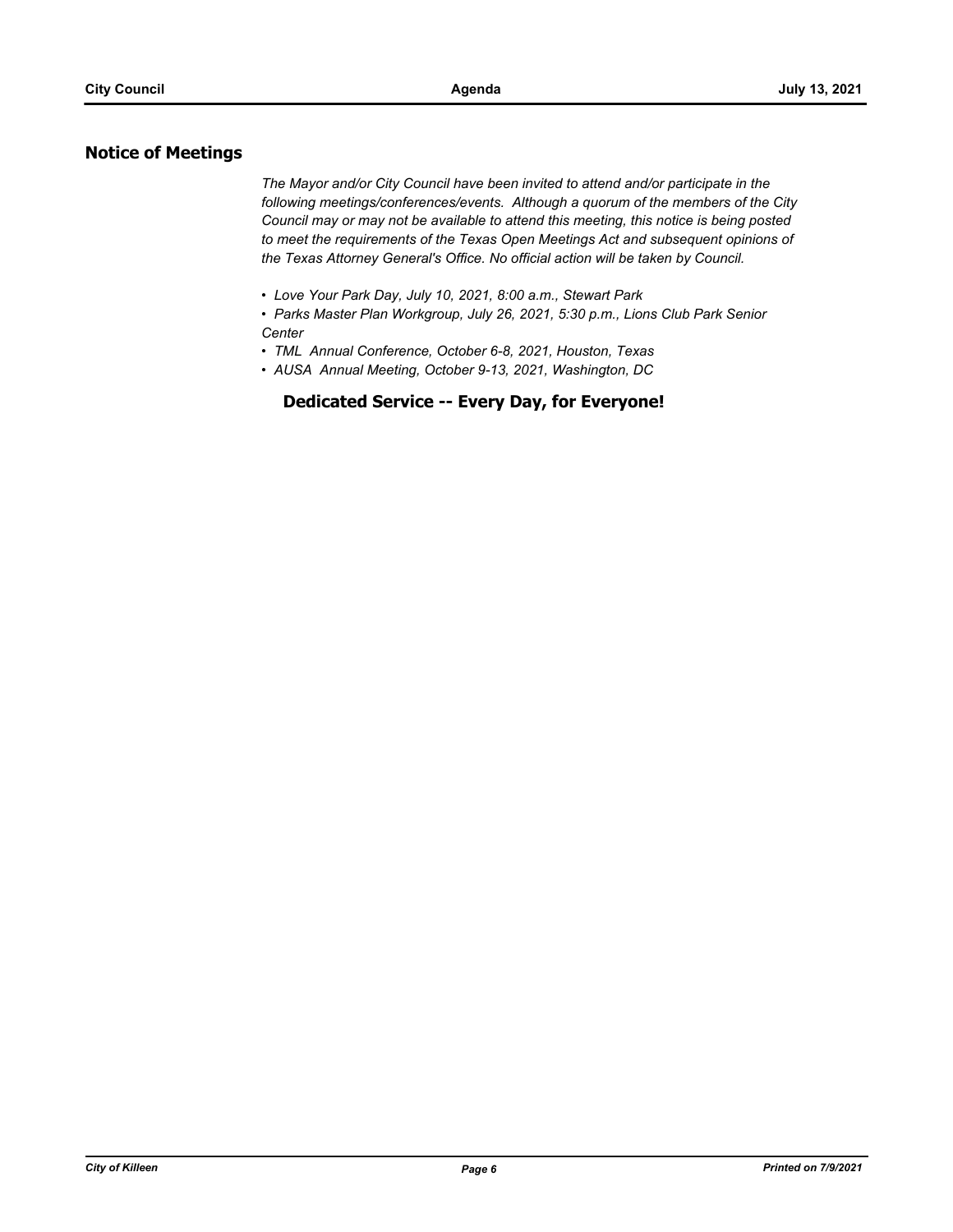## Notice of Meetings

*The Mayor and/or City Council have been invited to attend and/or participate in the following meetings/conferences/events. Although a quorum of the members of the City Council may or may not be available to attend this meeting, this notice is being posted to meet the requirements of the Texas Open Meetings Act and subsequent opinions of the Texas Attorney General's Office. No official action will be taken by Council.*

- *Love Your Park Day, July 10, 2021, 8:00 a.m., Stewart Park*
- *Parks Master Plan Workgroup, July 26, 2021, 5:30 p.m., Lions Club Park Senior Center*
- *TML Annual Conference, October 6-8, 2021, Houston, Texas*
- *AUSA Annual Meeting, October 9-13, 2021, Washington, DC*

**Dedicated Service -- Every Day, for Everyone!**